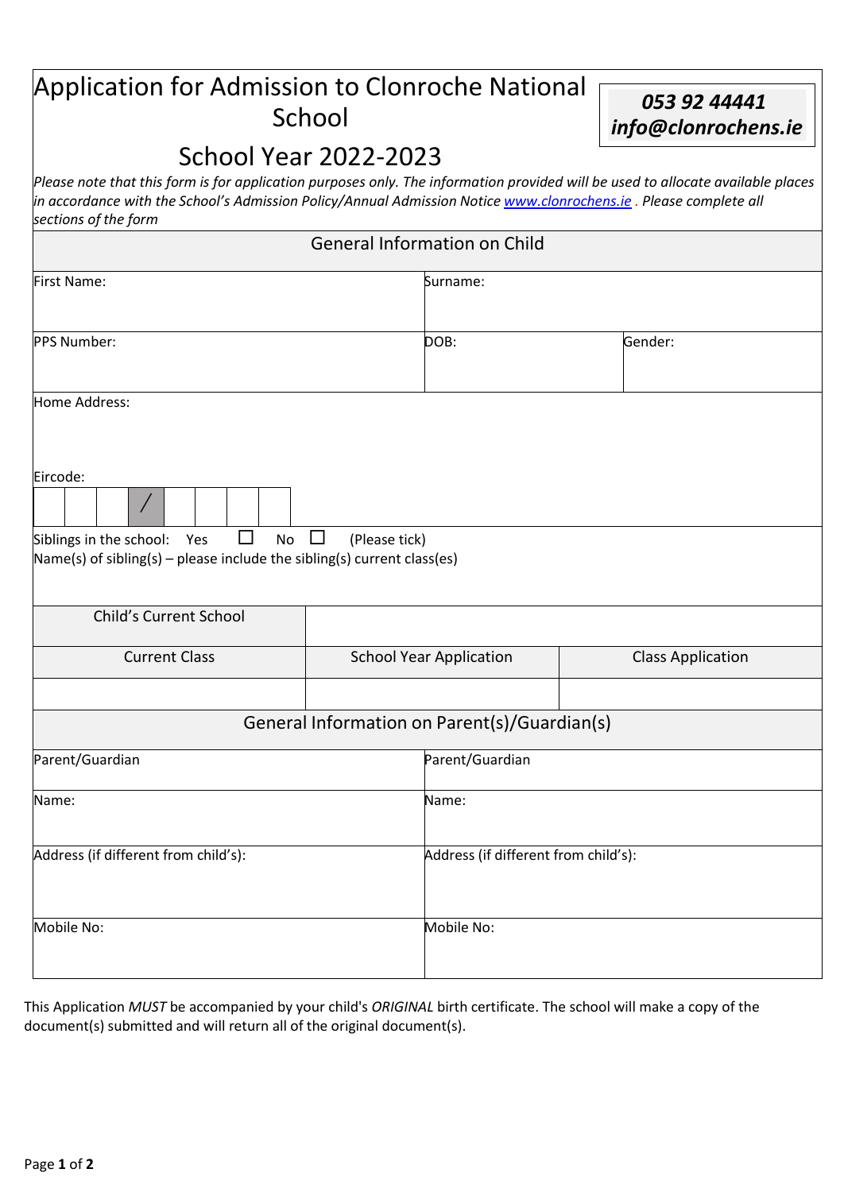# Application for Admission to Clonroche National School

## School Year 2022-2023

**053 92 44441**
**info@clonrochens.ie**

*Please note that this form is for application purposes only. The information provided will be used to allocate available places in accordance with the School's Admission Policy/Annual Admission Notice [www.clonrochens.ie](http://www.clonrochens.ie) . Please complete all sections of the form*

### General Information on Child

| First Name: | Surname: | |
|---|---|---|
| PPS Number: | DOB: | Gender: |

Home Address:

Eircode:

| | | | / | | | | |
|---|---|---|---|---|---|---|---|

Siblings in the school: Yes ☐ No ☐ (Please tick)
Name(s) of sibling(s) – please include the sibling(s) current class(es)

| Child's Current School | | |
|---|---|---|
| Current Class | School Year Application | Class Application |
| | | |

### General Information on Parent(s)/Guardian(s)

| Parent/Guardian | Parent/Guardian |
|---|---|
| Name: | Name: |
| Address (if different from child's): | Address (if different from child's): |
| Mobile No: | Mobile No: |

This Application *MUST* be accompanied by your child's *ORIGINAL* birth certificate. The school will make a copy of the document(s) submitted and will return all of the original document(s).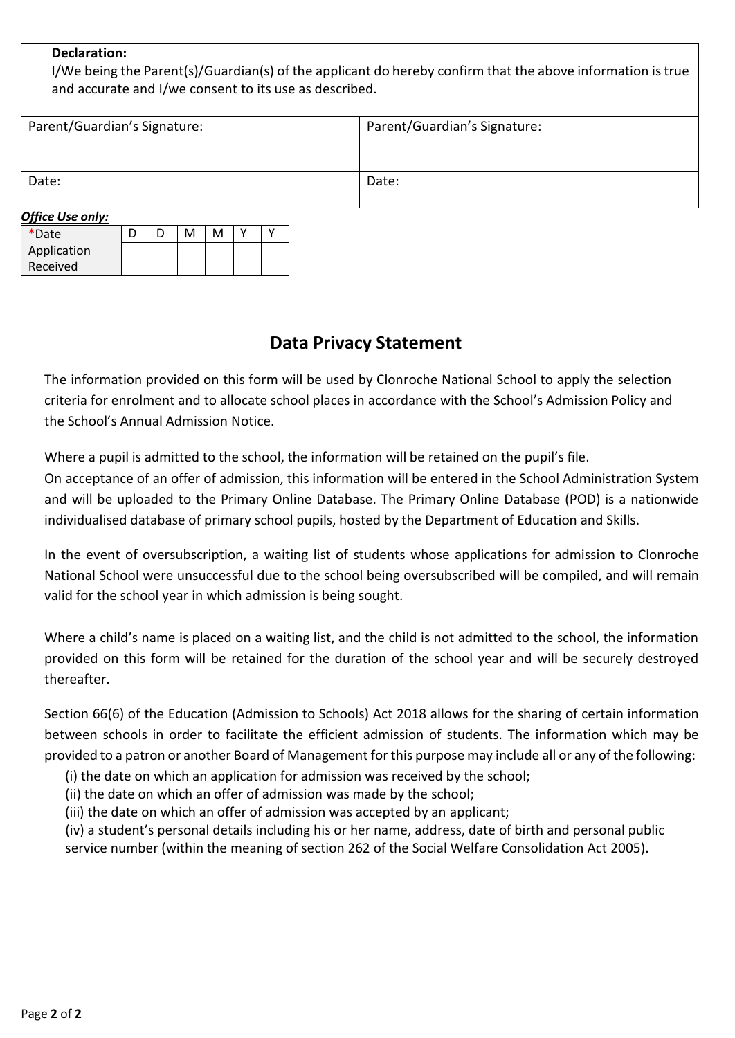**Declaration:**

I/We being the Parent(s)/Guardian(s) of the applicant do hereby confirm that the above information is true and accurate and I/we consent to its use as described.

| | |
|---|---|
| Parent/Guardian's Signature: | Parent/Guardian's Signature: |
| Date: | Date: |

***Office Use only:***

| *Date Application Received | D | D | M | M | Y | Y |
|---|---|---|---|---|---|---|
| | | | | | | |

## Data Privacy Statement

The information provided on this form will be used by Clonroche National School to apply the selection criteria for enrolment and to allocate school places in accordance with the School's Admission Policy and the School's Annual Admission Notice.

Where a pupil is admitted to the school, the information will be retained on the pupil's file.
On acceptance of an offer of admission, this information will be entered in the School Administration System and will be uploaded to the Primary Online Database. The Primary Online Database (POD) is a nationwide individualised database of primary school pupils, hosted by the Department of Education and Skills.

In the event of oversubscription, a waiting list of students whose applications for admission to Clonroche National School were unsuccessful due to the school being oversubscribed will be compiled, and will remain valid for the school year in which admission is being sought.

Where a child's name is placed on a waiting list, and the child is not admitted to the school, the information provided on this form will be retained for the duration of the school year and will be securely destroyed thereafter.

Section 66(6) of the Education (Admission to Schools) Act 2018 allows for the sharing of certain information between schools in order to facilitate the efficient admission of students. The information which may be provided to a patron or another Board of Management for this purpose may include all or any of the following:

(i) the date on which an application for admission was received by the school;
(ii) the date on which an offer of admission was made by the school;
(iii) the date on which an offer of admission was accepted by an applicant;
(iv) a student's personal details including his or her name, address, date of birth and personal public service number (within the meaning of section 262 of the Social Welfare Consolidation Act 2005).